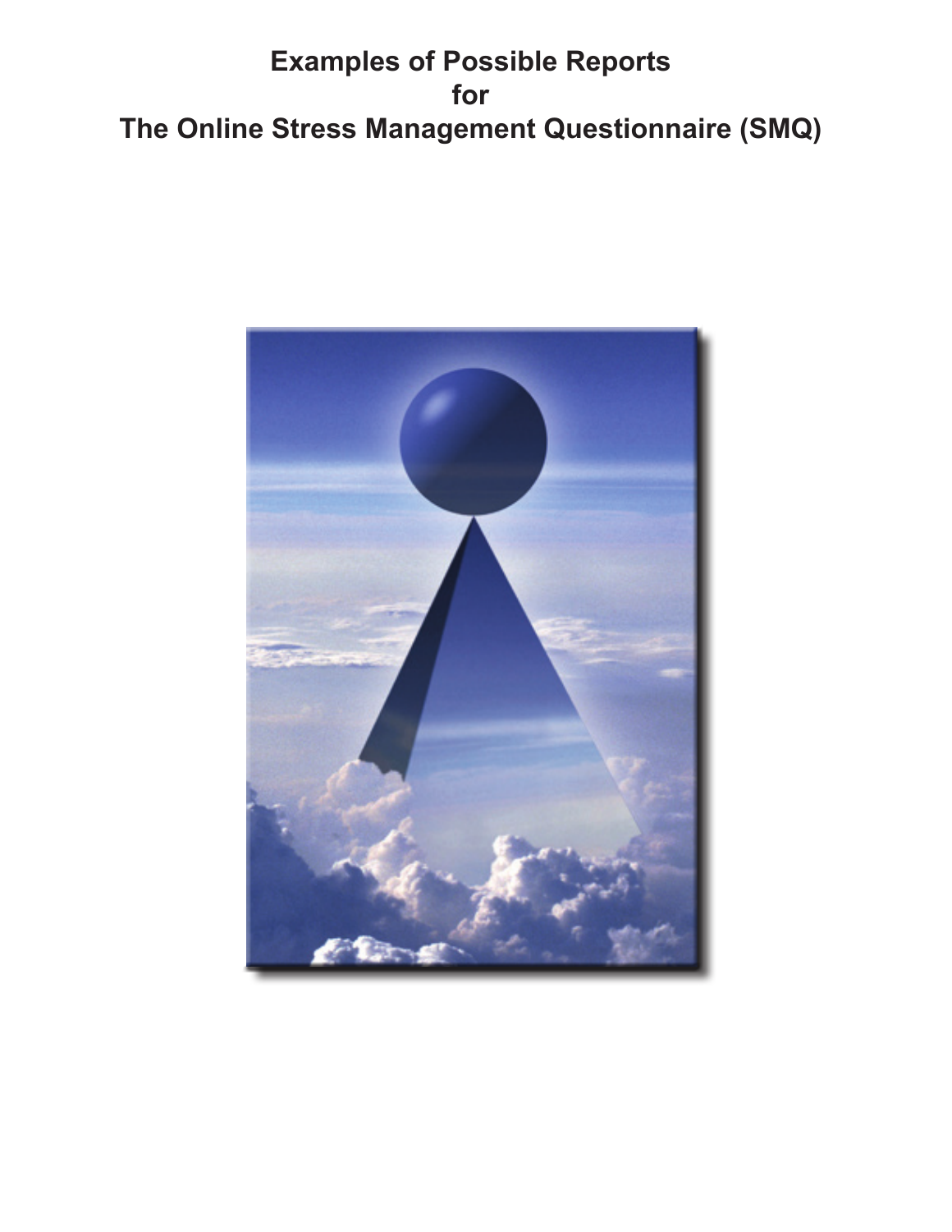# Examples of Possible Reports for The Online Stress Management Questionnaire (SMQ)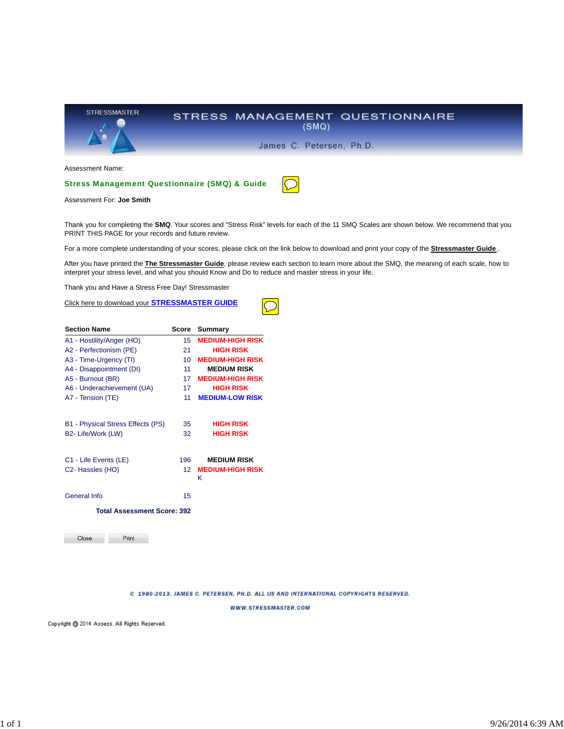STRESSMASTER

# STRESS MANAGEMENT QUESTIONNAIRE (SMQ)

James C. Petersen, Ph.D.

Assessment Name:

**Stress Management Questionnaire (SMQ) & Guide**

Assessment For: **Joe Smith**

Thank you for completing the **SMQ**. Your scores and "Stress Risk" levels for each of the 11 SMQ Scales are shown below. We recommend that you PRINT THIS PAGE for your records and future review.

For a more complete understanding of your scores, please click on the link below to download and print your copy of the **Stressmaster Guide** .

After you have printed the **The Stressmaster Guide**, please review each section to learn more about the SMQ, the meaning of each scale, how to interpret your stress level, and what you should Know and Do to reduce and master stress in your life.

Thank you and Have a Stress Free Day! Stressmaster

Click here to download your **STRESSMASTER GUIDE**

| Section Name | Score | Summary |
|---|---|---|
| A1 - Hostility/Anger (HO) | 15 | MEDIUM-HIGH RISK |
| A2 - Perfectionism (PE) | 21 | HIGH RISK |
| A3 - Time-Urgency (TI) | 10 | MEDIUM-HIGH RISK |
| A4 - Disappointment (DI) | 11 | MEDIUM RISK |
| A5 - Burnout (BR) | 17 | MEDIUM-HIGH RISK |
| A6 - Underachievement (UA) | 17 | HIGH RISK |
| A7 - Tension (TE) | 11 | MEDIUM-LOW RISK |
| B1 - Physical Stress Effects (PS) | 35 | HIGH RISK |
| B2- Life/Work (LW) | 32 | HIGH RISK |
| C1 - Life Events (LE) | 196 | MEDIUM RISK |
| C2- Hassles (HO) | 12 | MEDIUM-HIGH RISK K |
| General Info | 15 | |
| **Total Assessment Score: 392** | | |

Close Print

C 1980-2013. JAMES C. PETERSEN, PH.D. ALL US AND INTERNATIONAL COPYRIGHTS RESERVED.

WWW.STRESSMASTER.COM

Copyright @ 2014 Assess. All Rights Reserved.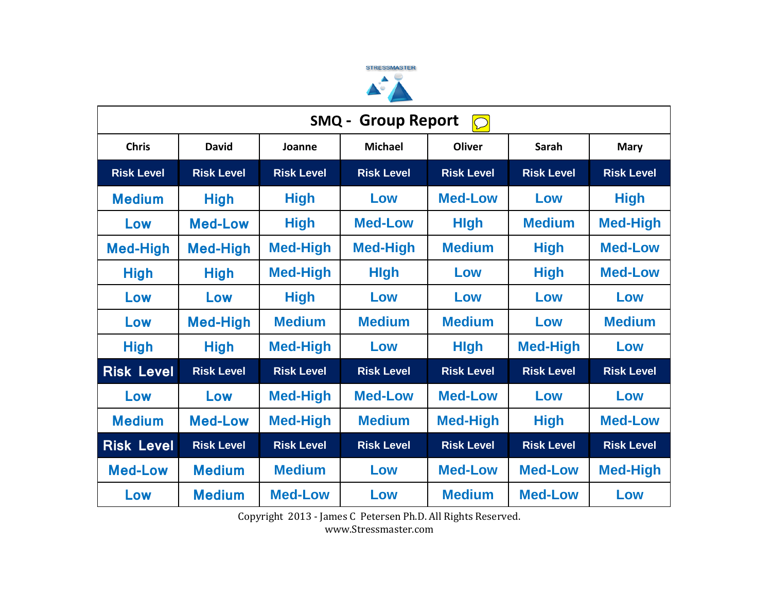STRESSMASTER

## SMQ - Group Report

| Chris | David | Joanne | Michael | Oliver | Sarah | Mary |
|---|---|---|---|---|---|---|
| **Risk Level** | **Risk Level** | **Risk Level** | **Risk Level** | **Risk Level** | **Risk Level** | **Risk Level** |
| Medium | High | High | Low | Med-Low | Low | High |
| Low | Med-Low | High | Med-Low | HIgh | Medium | Med-High |
| Med-High | Med-High | Med-High | Med-High | Medium | High | Med-Low |
| High | High | Med-High | HIgh | Low | High | Med-Low |
| Low | Low | High | Low | Low | Low | Low |
| Low | Med-High | Medium | Medium | Medium | Low | Medium |
| High | High | Med-High | Low | HIgh | Med-High | Low |
| **Risk Level** | **Risk Level** | **Risk Level** | **Risk Level** | **Risk Level** | **Risk Level** | **Risk Level** |
| Low | Low | Med-High | Med-Low | Med-Low | Low | Low |
| Medium | Med-Low | Med-High | Medium | Med-High | High | Med-Low |
| **Risk Level** | **Risk Level** | **Risk Level** | **Risk Level** | **Risk Level** | **Risk Level** | **Risk Level** |
| Med-Low | Medium | Medium | Low | Med-Low | Med-Low | Med-High |
| Low | Medium | Med-Low | Low | Medium | Med-Low | Low |

Copyright 2013 - James C Petersen Ph.D. All Rights Reserved.
www.Stressmaster.com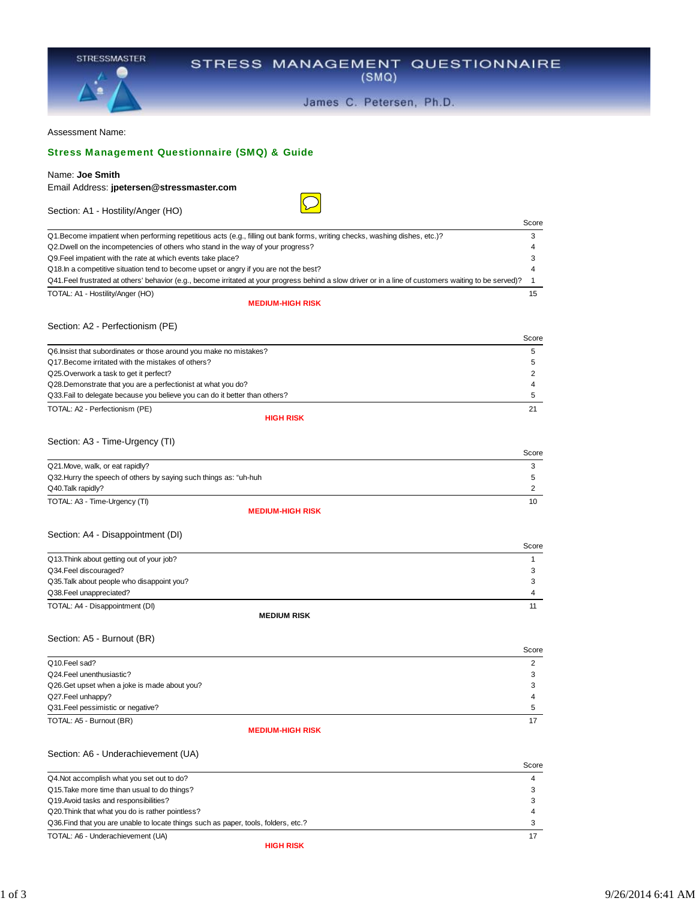STRESSMASTER

# STRESS MANAGEMENT QUESTIONNAIRE (SMQ)

James C. Petersen, Ph.D.

Assessment Name:

## Stress Management Questionnaire (SMQ) & Guide

Name: **Joe Smith**
Email Address: **jpetersen@stressmaster.com**

### Section: A1 - Hostility/Anger (HO)

| | Score |
|---|---|
| Q1.Become impatient when performing repetitious acts (e.g., filling out bank forms, writing checks, washing dishes, etc.)? | 3 |
| Q2.Dwell on the incompetencies of others who stand in the way of your progress? | 4 |
| Q9.Feel impatient with the rate at which events take place? | 3 |
| Q18.In a competitive situation tend to become upset or angry if you are not the best? | 4 |
| Q41.Feel frustrated at others' behavior (e.g., become irritated at your progress behind a slow driver or in a line of customers waiting to be served)? | 1 |
| TOTAL: A1 - Hostility/Anger (HO) | 15 |

**MEDIUM-HIGH RISK**

### Section: A2 - Perfectionism (PE)

| | Score |
|---|---|
| Q6.Insist that subordinates or those around you make no mistakes? | 5 |
| Q17.Become irritated with the mistakes of others? | 5 |
| Q25.Overwork a task to get it perfect? | 2 |
| Q28.Demonstrate that you are a perfectionist at what you do? | 4 |
| Q33.Fail to delegate because you believe you can do it better than others? | 5 |
| TOTAL: A2 - Perfectionism (PE) | 21 |

**HIGH RISK**

### Section: A3 - Time-Urgency (TI)

| | Score |
|---|---|
| Q21.Move, walk, or eat rapidly? | 3 |
| Q32.Hurry the speech of others by saying such things as: "uh-huh | 5 |
| Q40.Talk rapidly? | 2 |
| TOTAL: A3 - Time-Urgency (TI) | 10 |

**MEDIUM-HIGH RISK**

### Section: A4 - Disappointment (DI)

| | Score |
|---|---|
| Q13.Think about getting out of your job? | 1 |
| Q34.Feel discouraged? | 3 |
| Q35.Talk about people who disappoint you? | 3 |
| Q38.Feel unappreciated? | 4 |
| TOTAL: A4 - Disappointment (DI) | 11 |

**MEDIUM RISK**

### Section: A5 - Burnout (BR)

| | Score |
|---|---|
| Q10.Feel sad? | 2 |
| Q24.Feel unenthusiastic? | 3 |
| Q26.Get upset when a joke is made about you? | 3 |
| Q27.Feel unhappy? | 4 |
| Q31.Feel pessimistic or negative? | 5 |
| TOTAL: A5 - Burnout (BR) | 17 |

**MEDIUM-HIGH RISK**

### Section: A6 - Underachievement (UA)

| | Score |
|---|---|
| Q4.Not accomplish what you set out to do? | 4 |
| Q15.Take more time than usual to do things? | 3 |
| Q19.Avoid tasks and responsibilities? | 3 |
| Q20.Think that what you do is rather pointless? | 4 |
| Q36.Find that you are unable to locate things such as paper, tools, folders, etc.? | 3 |
| TOTAL: A6 - Underachievement (UA) | 17 |

**HIGH RISK**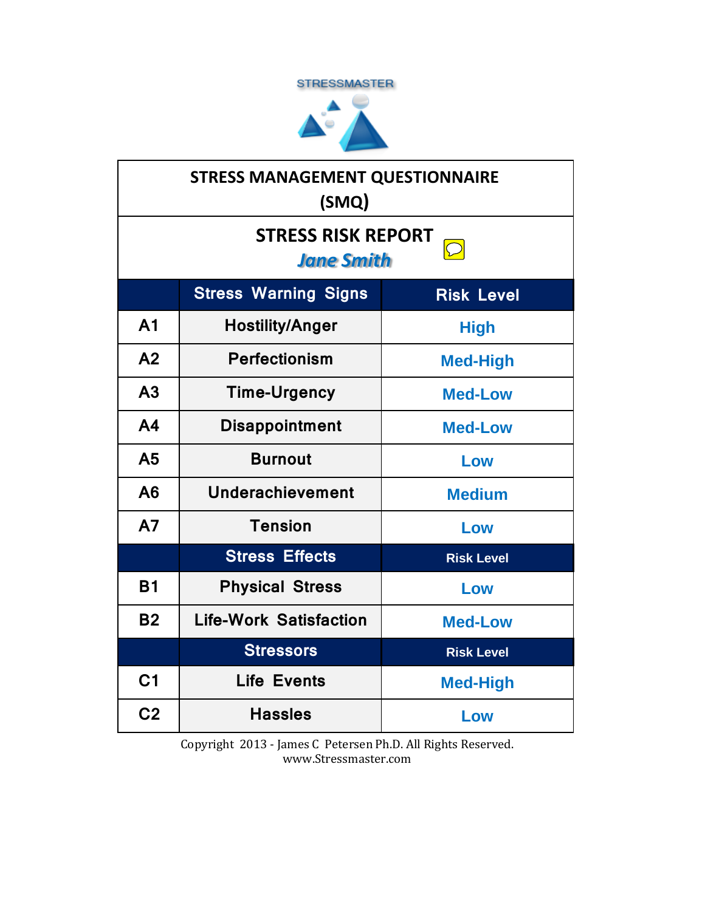STRESSMASTER

# STRESS MANAGEMENT QUESTIONNAIRE (SMQ)

## STRESS RISK REPORT

***Jane Smith***

| | Stress Warning Signs | Risk Level |
|---|---|---|
| A1 | Hostility/Anger | High |
| A2 | Perfectionism | Med-High |
| A3 | Time-Urgency | Med-Low |
| A4 | Disappointment | Med-Low |
| A5 | Burnout | Low |
| A6 | Underachievement | Medium |
| A7 | Tension | Low |
| | **Stress Effects** | **Risk Level** |
| B1 | Physical Stress | Low |
| B2 | Life-Work Satisfaction | Med-Low |
| | **Stressors** | **Risk Level** |
| C1 | Life Events | Med-High |
| C2 | Hassles | Low |

Copyright 2013 - James C Petersen Ph.D. All Rights Reserved.
www.Stressmaster.com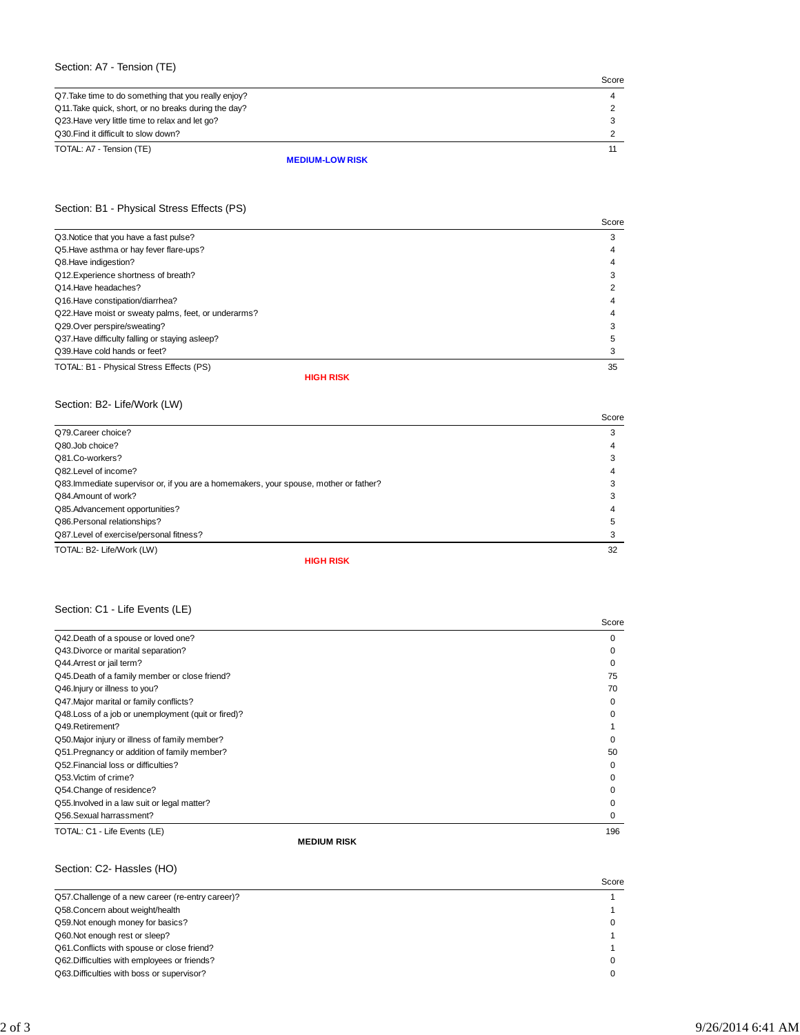## Section: A7 - Tension (TE)

| | Score |
|---|---|
| Q7.Take time to do something that you really enjoy? | 4 |
| Q11.Take quick, short, or no breaks during the day? | 2 |
| Q23.Have very little time to relax and let go? | 3 |
| Q30.Find it difficult to slow down? | 2 |
| TOTAL: A7 - Tension (TE) | 11 |

**MEDIUM-LOW RISK**

## Section: B1 - Physical Stress Effects (PS)

| | Score |
|---|---|
| Q3.Notice that you have a fast pulse? | 3 |
| Q5.Have asthma or hay fever flare-ups? | 4 |
| Q8.Have indigestion? | 4 |
| Q12.Experience shortness of breath? | 3 |
| Q14.Have headaches? | 2 |
| Q16.Have constipation/diarrhea? | 4 |
| Q22.Have moist or sweaty palms, feet, or underarms? | 4 |
| Q29.Over perspire/sweating? | 3 |
| Q37.Have difficulty falling or staying asleep? | 5 |
| Q39.Have cold hands or feet? | 3 |
| TOTAL: B1 - Physical Stress Effects (PS) | 35 |

**HIGH RISK**

## Section: B2- Life/Work (LW)

| | Score |
|---|---|
| Q79.Career choice? | 3 |
| Q80.Job choice? | 4 |
| Q81.Co-workers? | 3 |
| Q82.Level of income? | 4 |
| Q83.Immediate supervisor or, if you are a homemakers, your spouse, mother or father? | 3 |
| Q84.Amount of work? | 3 |
| Q85.Advancement opportunities? | 4 |
| Q86.Personal relationships? | 5 |
| Q87.Level of exercise/personal fitness? | 3 |
| TOTAL: B2- Life/Work (LW) | 32 |

**HIGH RISK**

## Section: C1 - Life Events (LE)

| | Score |
|---|---|
| Q42.Death of a spouse or loved one? | 0 |
| Q43.Divorce or marital separation? | 0 |
| Q44.Arrest or jail term? | 0 |
| Q45.Death of a family member or close friend? | 75 |
| Q46.Injury or illness to you? | 70 |
| Q47.Major marital or family conflicts? | 0 |
| Q48.Loss of a job or unemployment (quit or fired)? | 0 |
| Q49.Retirement? | 1 |
| Q50.Major injury or illness of family member? | 0 |
| Q51.Pregnancy or addition of family member? | 50 |
| Q52.Financial loss or difficulties? | 0 |
| Q53.Victim of crime? | 0 |
| Q54.Change of residence? | 0 |
| Q55.Involved in a law suit or legal matter? | 0 |
| Q56.Sexual harrassment? | 0 |
| TOTAL: C1 - Life Events (LE) | 196 |

**MEDIUM RISK**

## Section: C2- Hassles (HO)

| | Score |
|---|---|
| Q57.Challenge of a new career (re-entry career)? | 1 |
| Q58.Concern about weight/health | 1 |
| Q59.Not enough money for basics? | 0 |
| Q60.Not enough rest or sleep? | 1 |
| Q61.Conflicts with spouse or close friend? | 1 |
| Q62.Difficulties with employees or friends? | 0 |
| Q63.Difficulties with boss or supervisor? | 0 |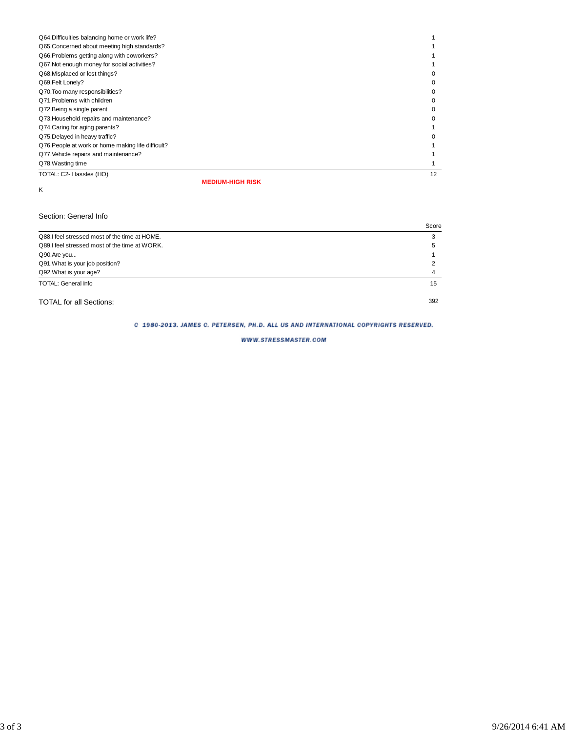| | |
|---|---|
| Q64.Difficulties balancing home or work life? | 1 |
| Q65.Concerned about meeting high standards? | 1 |
| Q66.Problems getting along with coworkers? | 1 |
| Q67.Not enough money for social activities? | 1 |
| Q68.Misplaced or lost things? | 0 |
| Q69.Felt Lonely? | 0 |
| Q70.Too many responsibilities? | 0 |
| Q71.Problems with children | 0 |
| Q72.Being a single parent | 0 |
| Q73.Household repairs and maintenance? | 0 |
| Q74.Caring for aging parents? | 1 |
| Q75.Delayed in heavy traffic? | 0 |
| Q76.People at work or home making life difficult? | 1 |
| Q77.Vehicle repairs and maintenance? | 1 |
| Q78.Wasting time | 1 |
| TOTAL: C2- Hassles (HO) | 12 |

**MEDIUM-HIGH RISK**

K

## Section: General Info

| | Score |
|---|---|
| Q88.I feel stressed most of the time at HOME. | 3 |
| Q89.I feel stressed most of the time at WORK. | 5 |
| Q90.Are you... | 1 |
| Q91.What is your job position? | 2 |
| Q92.What is your age? | 4 |
| TOTAL: General Info | 15 |

TOTAL for all Sections: 392

C 1980-2013. JAMES C. PETERSEN, PH.D. ALL US AND INTERNATIONAL COPYRIGHTS RESERVED.

WWW.STRESSMASTER.COM